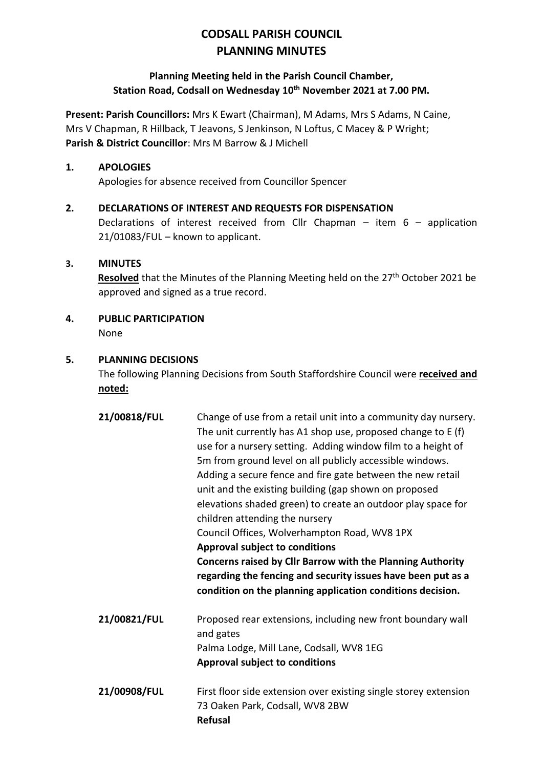# CODSALL PARISH COUNCIL
# PLANNING MINUTES

**Planning Meeting held in the Parish Council Chamber, Station Road, Codsall on Wednesday 10th November 2021 at 7.00 PM.**

**Present: Parish Councillors:** Mrs K Ewart (Chairman), M Adams, Mrs S Adams, N Caine, Mrs V Chapman, R Hillback, T Jeavons, S Jenkinson, N Loftus, C Macey & P Wright;
**Parish & District Councillor**: Mrs M Barrow & J Michell

## 1. APOLOGIES

Apologies for absence received from Councillor Spencer

## 2. DECLARATIONS OF INTEREST AND REQUESTS FOR DISPENSATION

Declarations of interest received from Cllr Chapman – item 6 – application 21/01083/FUL – known to applicant.

## 3. MINUTES

**Resolved** that the Minutes of the Planning Meeting held on the 27th October 2021 be approved and signed as a true record.

## 4. PUBLIC PARTICIPATION

None

## 5. PLANNING DECISIONS

The following Planning Decisions from South Staffordshire Council were **received and noted:**

**21/00818/FUL** Change of use from a retail unit into a community day nursery. The unit currently has A1 shop use, proposed change to E (f) use for a nursery setting. Adding window film to a height of 5m from ground level on all publicly accessible windows. Adding a secure fence and fire gate between the new retail unit and the existing building (gap shown on proposed elevations shaded green) to create an outdoor play space for children attending the nursery
Council Offices, Wolverhampton Road, WV8 1PX
**Approval subject to conditions**
**Concerns raised by Cllr Barrow with the Planning Authority regarding the fencing and security issues have been put as a condition on the planning application conditions decision.**

**21/00821/FUL** Proposed rear extensions, including new front boundary wall and gates
Palma Lodge, Mill Lane, Codsall, WV8 1EG
**Approval subject to conditions**

**21/00908/FUL** First floor side extension over existing single storey extension
73 Oaken Park, Codsall, WV8 2BW
**Refusal**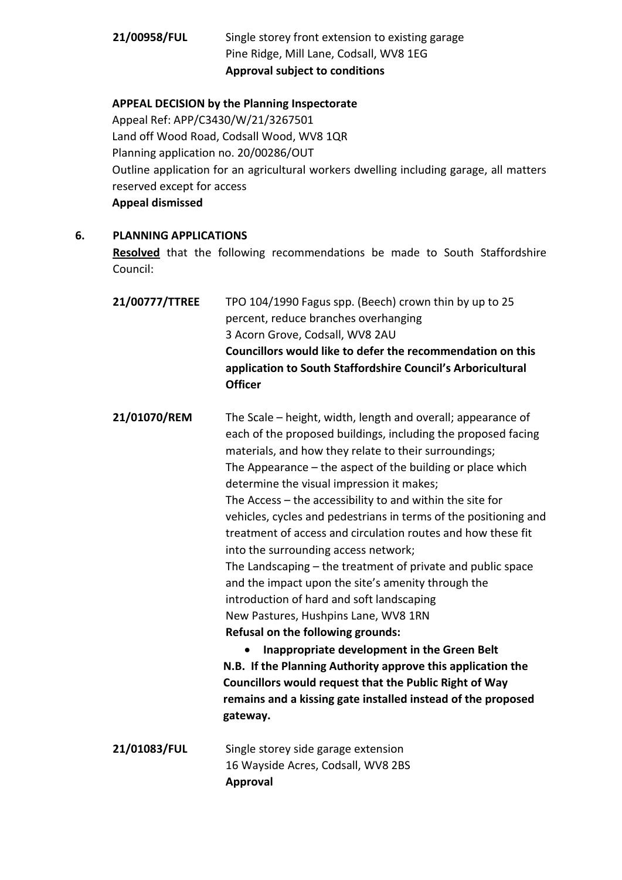**21/00958/FUL** Single storey front extension to existing garage
Pine Ridge, Mill Lane, Codsall, WV8 1EG
**Approval subject to conditions**

**APPEAL DECISION by the Planning Inspectorate**
Appeal Ref: APP/C3430/W/21/3267501
Land off Wood Road, Codsall Wood, WV8 1QR
Planning application no. 20/00286/OUT
Outline application for an agricultural workers dwelling including garage, all matters reserved except for access
**Appeal dismissed**

## 6. PLANNING APPLICATIONS

**Resolved** that the following recommendations be made to South Staffordshire Council:

**21/00777/TTREE** TPO 104/1990 Fagus spp. (Beech) crown thin by up to 25 percent, reduce branches overhanging
3 Acorn Grove, Codsall, WV8 2AU
**Councillors would like to defer the recommendation on this application to South Staffordshire Council's Arboricultural Officer**

**21/01070/REM** The Scale – height, width, length and overall; appearance of each of the proposed buildings, including the proposed facing materials, and how they relate to their surroundings;
The Appearance – the aspect of the building or place which determine the visual impression it makes;
The Access – the accessibility to and within the site for vehicles, cycles and pedestrians in terms of the positioning and treatment of access and circulation routes and how these fit into the surrounding access network;
The Landscaping – the treatment of private and public space and the impact upon the site's amenity through the introduction of hard and soft landscaping
New Pastures, Hushpins Lane, WV8 1RN
**Refusal on the following grounds:**

- **Inappropriate development in the Green Belt**

**N.B. If the Planning Authority approve this application the Councillors would request that the Public Right of Way remains and a kissing gate installed instead of the proposed gateway.**

**21/01083/FUL** Single storey side garage extension
16 Wayside Acres, Codsall, WV8 2BS
**Approval**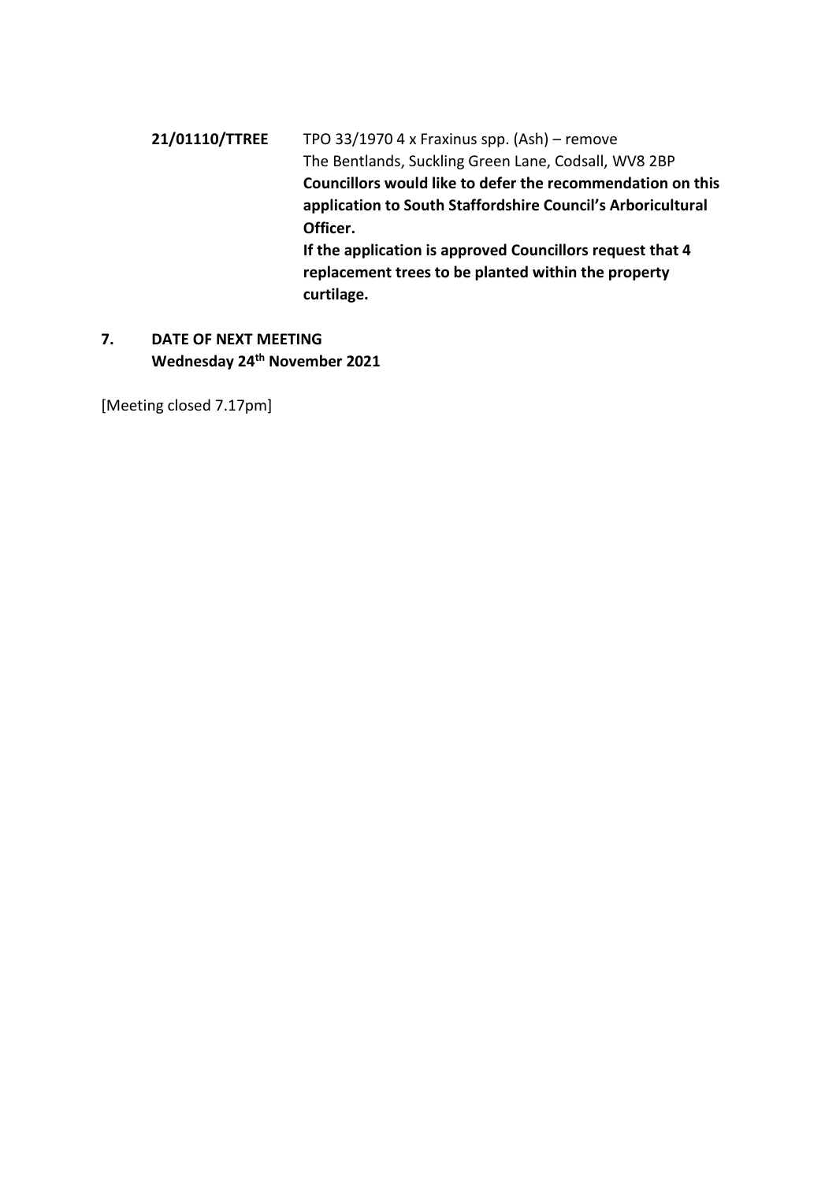**21/01110/TTREE** TPO 33/1970 4 x Fraxinus spp. (Ash) – remove
The Bentlands, Suckling Green Lane, Codsall, WV8 2BP
**Councillors would like to defer the recommendation on this application to South Staffordshire Council's Arboricultural Officer.**
**If the application is approved Councillors request that 4 replacement trees to be planted within the property curtilage.**

**7. DATE OF NEXT MEETING**
**Wednesday 24th November 2021**

[Meeting closed 7.17pm]